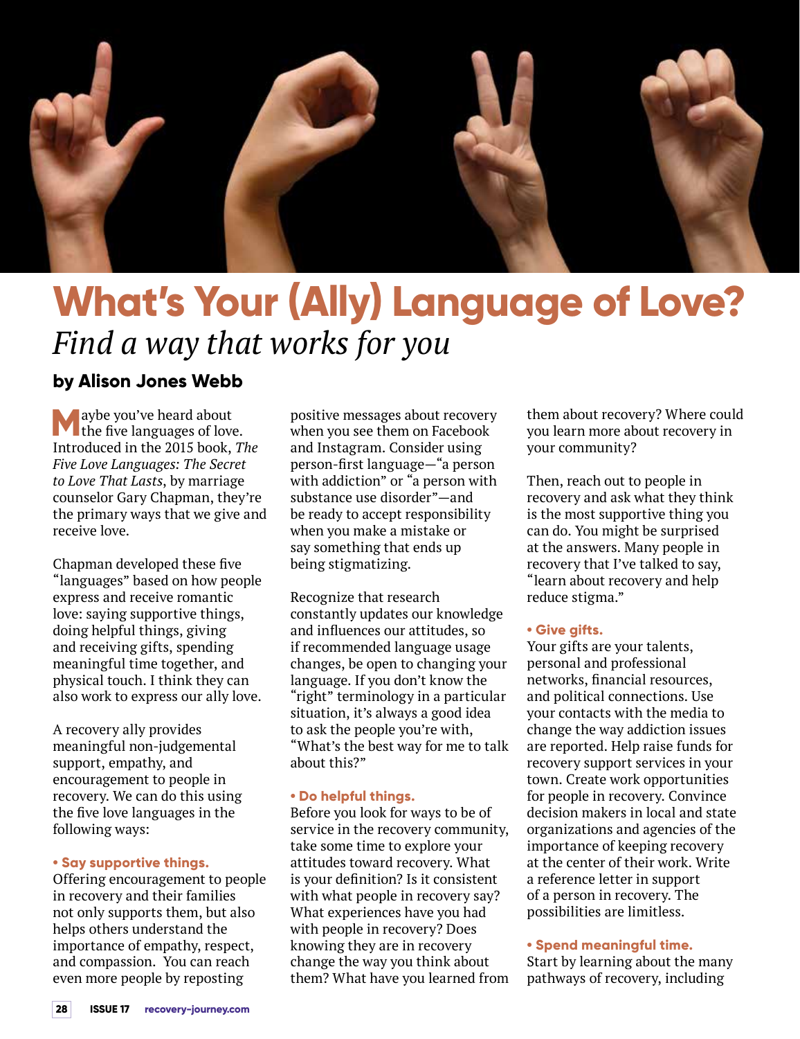# What's Your (Ally) Language of Love?

*Find a way that works for you*

**by Alison Jones Webb**

Maybe you've heard about the five languages of love. Introduced in the 2015 book, *The Five Love Languages: The Secret to Love That Lasts*, by marriage counselor Gary Chapman, they're the primary ways that we give and receive love.

Chapman developed these five "languages" based on how people express and receive romantic love: saying supportive things, doing helpful things, giving and receiving gifts, spending meaningful time together, and physical touch. I think they can also work to express our ally love.

A recovery ally provides meaningful non-judgemental support, empathy, and encouragement to people in recovery. We can do this using the five love languages in the following ways:

**• Say supportive things.**
Offering encouragement to people in recovery and their families not only supports them, but also helps others understand the importance of empathy, respect, and compassion. You can reach even more people by reposting positive messages about recovery when you see them on Facebook and Instagram. Consider using person-first language—"a person with addiction" or "a person with substance use disorder"—and be ready to accept responsibility when you make a mistake or say something that ends up being stigmatizing.

Recognize that research constantly updates our knowledge and influences our attitudes, so if recommended language usage changes, be open to changing your language. If you don't know the "right" terminology in a particular situation, it's always a good idea to ask the people you're with, "What's the best way for me to talk about this?"

**• Do helpful things.**
Before you look for ways to be of service in the recovery community, take some time to explore your attitudes toward recovery. What is your definition? Is it consistent with what people in recovery say? What experiences have you had with people in recovery? Does knowing they are in recovery change the way you think about them? What have you learned from them about recovery? Where could you learn more about recovery in your community?

Then, reach out to people in recovery and ask what they think is the most supportive thing you can do. You might be surprised at the answers. Many people in recovery that I've talked to say, "learn about recovery and help reduce stigma."

**• Give gifts.**
Your gifts are your talents, personal and professional networks, financial resources, and political connections. Use your contacts with the media to change the way addiction issues are reported. Help raise funds for recovery support services in your town. Create work opportunities for people in recovery. Convince decision makers in local and state organizations and agencies of the importance of keeping recovery at the center of their work. Write a reference letter in support of a person in recovery. The possibilities are limitless.

**• Spend meaningful time.**
Start by learning about the many pathways of recovery, including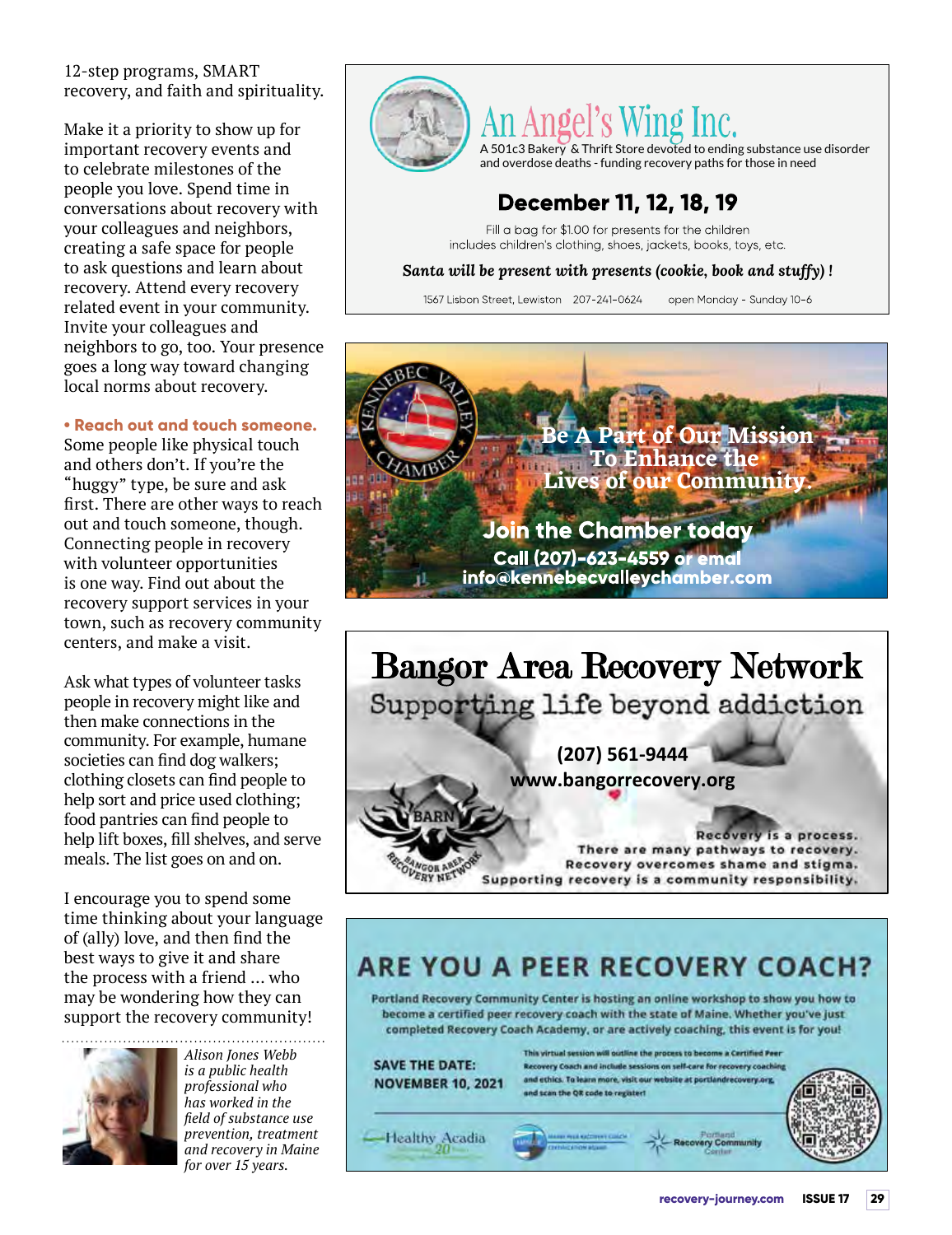12-step programs, SMART recovery, and faith and spirituality.

Make it a priority to show up for important recovery events and to celebrate milestones of the people you love. Spend time in conversations about recovery with your colleagues and neighbors, creating a safe space for people to ask questions and learn about recovery. Attend every recovery related event in your community. Invite your colleagues and neighbors to go, too. Your presence goes a long way toward changing local norms about recovery.

**• Reach out and touch someone.** Some people like physical touch and others don't. If you're the "huggy" type, be sure and ask first. There are other ways to reach out and touch someone, though. Connecting people in recovery with volunteer opportunities is one way. Find out about the recovery support services in your town, such as recovery community centers, and make a visit.

Ask what types of volunteer tasks people in recovery might like and then make connections in the community. For example, humane societies can find dog walkers; clothing closets can find people to help sort and price used clothing; food pantries can find people to help lift boxes, fill shelves, and serve meals. The list goes on and on.

I encourage you to spend some time thinking about your language of (ally) love, and then find the best ways to give it and share the process with a friend … who may be wondering how they can support the recovery community!

*Alison Jones Webb is a public health professional who has worked in the field of substance use prevention, treatment and recovery in Maine for over 15 years.*

---

## An Angel's Wing Inc.

A 501c3 Bakery & Thrift Store devoted to ending substance use disorder and overdose deaths - funding recovery paths for those in need

**December 11, 12, 18, 19**

Fill a bag for $1.00 for presents for the children includes children's clothing, shoes, jackets, books, toys, etc.

***Santa will be present with presents (cookie, book and stuffy) !***

1567 Lisbon Street, Lewiston 207-241-0624 open Monday - Sunday 10-6

---

KENNEBEC VALLEY CHAMBER

**Be A Part of Our Mission To Enhance the Lives of our Community.**

**Join the Chamber today**

**Call (207)-623-4559 or emal info@kennebecvalleychamber.com**

---

## Bangor Area Recovery Network

Supporting life beyond addiction

**(207) 561-9444**

**www.bangorrecovery.org**

BARN BANGOR AREA RECOVERY NETWORK

Recovery is a process.
There are many pathways to recovery.
Recovery overcomes shame and stigma.
Supporting recovery is a community responsibility.

---

## ARE YOU A PEER RECOVERY COACH?

Portland Recovery Community Center is hosting an online workshop to show you how to become a certified peer recovery coach with the state of Maine. Whether you've just completed Recovery Coach Academy, or are actively coaching, this event is for you!

**SAVE THE DATE: NOVEMBER 10, 2021**

This virtual session will outline the process to become a Certified Peer Recovery Coach and include sessions on self-care for recovery coaching and ethics. To learn more, visit our website at portlandrecovery.org and scan the QR code to register!

Healthy Acadia 20 · Maine Peer Recovery Coach Certification Board · Portland Recovery Community Center